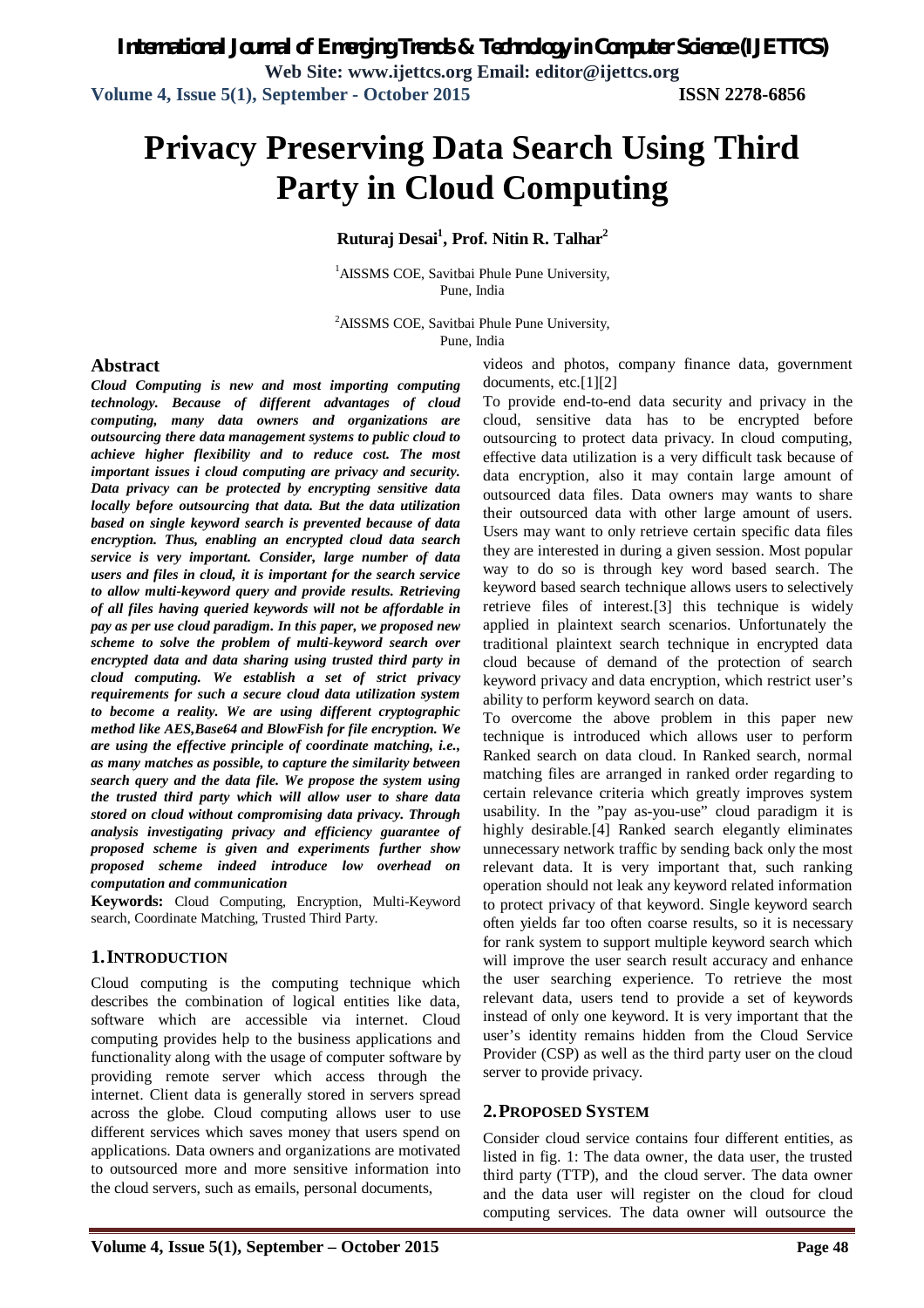# Privacy Preserving Data Search Using Third Party in Cloud Computing

**Ruturaj Desai[1], Prof. Nitin R. Talhar[2]**

[1]AISSMS COE, Savitbai Phule Pune University, Pune, India

[2]AISSMS COE, Savitbai Phule Pune University, Pune, India

## Abstract

***Cloud Computing is new and most importing computing technology. Because of different advantages of cloud computing, many data owners and organizations are outsourcing there data management systems to public cloud to achieve higher flexibility and to reduce cost. The most important issues i cloud computing are privacy and security. Data privacy can be protected by encrypting sensitive data locally before outsourcing that data. But the data utilization based on single keyword search is prevented because of data encryption. Thus, enabling an encrypted cloud data search service is very important. Consider, large number of data users and files in cloud, it is important for the search service to allow multi-keyword query and provide results. Retrieving of all files having queried keywords will not be affordable in pay as per use cloud paradigm. In this paper, we proposed new scheme to solve the problem of multi-keyword search over encrypted data and data sharing using trusted third party in cloud computing. We establish a set of strict privacy requirements for such a secure cloud data utilization system to become a reality. We are using different cryptographic method like AES,Base64 and BlowFish for file encryption. We are using the effective principle of coordinate matching, i.e., as many matches as possible, to capture the similarity between search query and the data file. We propose the system using the trusted third party which will allow user to share data stored on cloud without compromising data privacy. Through analysis investigating privacy and efficiency guarantee of proposed scheme is given and experiments further show proposed scheme indeed introduce low overhead on computation and communication***

**Keywords:** Cloud Computing, Encryption, Multi-Keyword search, Coordinate Matching, Trusted Third Party.

## 1. INTRODUCTION

Cloud computing is the computing technique which describes the combination of logical entities like data, software which are accessible via internet. Cloud computing provides help to the business applications and functionality along with the usage of computer software by providing remote server which access through the internet. Client data is generally stored in servers spread across the globe. Cloud computing allows user to use different services which saves money that users spend on applications. Data owners and organizations are motivated to outsourced more and more sensitive information into the cloud servers, such as emails, personal documents, videos and photos, company finance data, government documents, etc.[1][2]

To provide end-to-end data security and privacy in the cloud, sensitive data has to be encrypted before outsourcing to protect data privacy. In cloud computing, effective data utilization is a very difficult task because of data encryption, also it may contain large amount of outsourced data files. Data owners may wants to share their outsourced data with other large amount of users. Users may want to only retrieve certain specific data files they are interested in during a given session. Most popular way to do so is through key word based search. The keyword based search technique allows users to selectively retrieve files of interest.[3] this technique is widely applied in plaintext search scenarios. Unfortunately the traditional plaintext search technique in encrypted data cloud because of demand of the protection of search keyword privacy and data encryption, which restrict user's ability to perform keyword search on data.

To overcome the above problem in this paper new technique is introduced which allows user to perform Ranked search on data cloud. In Ranked search, normal matching files are arranged in ranked order regarding to certain relevance criteria which greatly improves system usability. In the "pay as-you-use" cloud paradigm it is highly desirable.[4] Ranked search elegantly eliminates unnecessary network traffic by sending back only the most relevant data. It is very important that, such ranking operation should not leak any keyword related information to protect privacy of that keyword. Single keyword search often yields far too often coarse results, so it is necessary for rank system to support multiple keyword search which will improve the user search result accuracy and enhance the user searching experience. To retrieve the most relevant data, users tend to provide a set of keywords instead of only one keyword. It is very important that the user's identity remains hidden from the Cloud Service Provider (CSP) as well as the third party user on the cloud server to provide privacy.

## 2. PROPOSED SYSTEM

Consider cloud service contains four different entities, as listed in fig. 1: The data owner, the data user, the trusted third party (TTP), and the cloud server. The data owner and the data user will register on the cloud for cloud computing services. The data owner will outsource the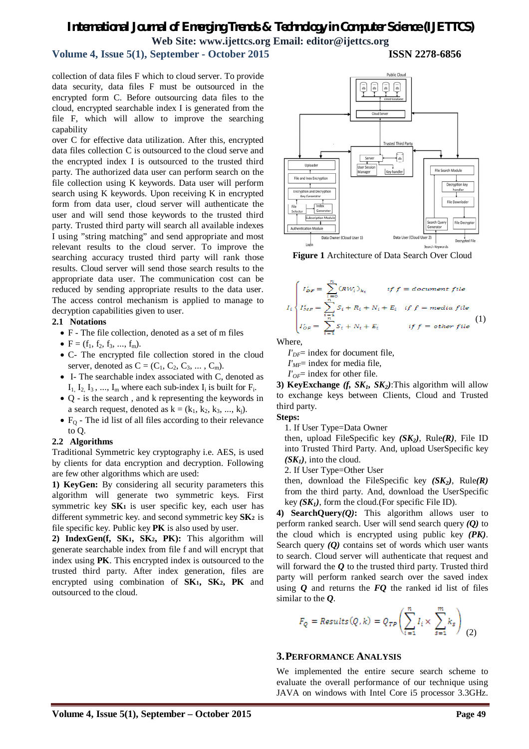collection of data files F which to cloud server. To provide data security, data files F must be outsourced in the encrypted form C. Before outsourcing data files to the cloud, encrypted searchable index I is generated from the file F, which will allow to improve the searching capability
over C for effective data utilization. After this, encrypted data files collection C is outsourced to the cloud serve and the encrypted index I is outsourced to the trusted third party. The authorized data user can perform search on the file collection using K keywords. Data user will perform search using K keywords. Upon receiving K in encrypted form from data user, cloud server will authenticate the user and will send those keywords to the trusted third party. Trusted third party will search all available indexes I using "string matching" and send appropriate and most relevant results to the cloud server. To improve the searching accuracy trusted third party will rank those results. Cloud server will send those search results to the appropriate data user. The communication cost can be reduced by sending appropriate results to the data user. The access control mechanism is applied to manage to provide search capabilities given to user.

### 2.1 Notations

- F - The file collection, denoted as a set of m files
- $F = (f_1, f_2, f_3, ..., f_m)$.
- C- The encrypted file collection stored in the cloud server, denoted as $C = (C_1, C_2, C_3, ... , C_m)$.
- I- The searchable index associated with C, denoted as $I_1, I_2, I_3, ..., I_m$ where each sub-index $I_i$ is built for $F_i$.
- Q - is the search , and k representing the keywords in a search request, denoted as $k = (k_1, k_2, k_3, ..., k_j)$.
- $F_Q$ - The id list of all files according to their relevance to Q.

### 2.2 Algorithms

Traditional Symmetric key cryptography i.e. AES, is used by clients for data encryption and decryption. Following are few other algorithms which are used:

**1) KeyGen:** By considering all security parameters this algorithm will generate two symmetric keys. First symmetric key **$SK_1$** is user specific key, each user has different symmetric key. and second symmetric key **$SK_2$** is file specific key. Public key **PK** is also used by user.

**2) IndexGen(f, $SK_1$, $SK_2$, PK):** This algorithm will generate searchable index from file f and will encrypt that index using **PK**. This encrypted index is outsourced to the trusted third party. After index generation, files are encrypted using combination of **$SK_1$, $SK_2$, PK** and outsourced to the cloud.

Figure 1 Architecture of Data Search Over Cloud

$$
I_i \begin{cases} I'_{DF} = \sum_{i=0}^{n} (RW_i)_{k_s} & \text{if } f = \text{document file} \\ I'_{MF} = \sum_{i=1}^{n} S_i + R_i + N_i + E_i & \text{if } f = \text{media file} \\ I'_{OF} = \sum_{i=1}^{n} S_i + N_i + E_i & \text{if } f = \text{other file} \end{cases} \quad (1)
$$

Where,

$I'_{DF}$= index for document file,
$I'_{MF}$= index for media file,
$I'_{OF}$= index for other file.

**3) KeyExchange *(f, $SK_1$, $SK_2$)*:**This algorithm will allow to exchange keys between Clients, Cloud and Trusted third party.

**Steps:**

1. If User Type=Data Owner
then, upload FileSpecific key ***($SK_2$)***, Rule***(R)***, File ID into Trusted Third Party. And, upload UserSpecific key ***($SK_1$)***, into the cloud.
2. If User Type=Other User
then, download the FileSpecific key ***($SK_2$)***, Rule***(R)*** from the third party. And, download the UserSpecific key ***($SK_1$)***, form the cloud.(For specific File ID).

**4) SearchQuery*(Q)*:** This algorithm allows user to perform ranked search. User will send search query ***(Q)*** to the cloud which is encrypted using public key ***(PK)***. Search query ***(Q)*** contains set of words which user wants to search. Cloud server will authenticate that request and will forward the ***Q*** to the trusted third party. Trusted third party will perform ranked search over the saved index using ***Q*** and returns the ***FQ*** the ranked id list of files similar to the ***Q***.

$$
F_Q = Results(Q, k) = Q_{TP}\left(\sum_{i=1}^{n} I_i \times \sum_{s=1}^{m} k_s\right) \quad (2)
$$

## 3. PERFORMANCE ANALYSIS

We implemented the entire secure search scheme to evaluate the overall performance of our technique using JAVA on windows with Intel Core i5 processor 3.3GHz.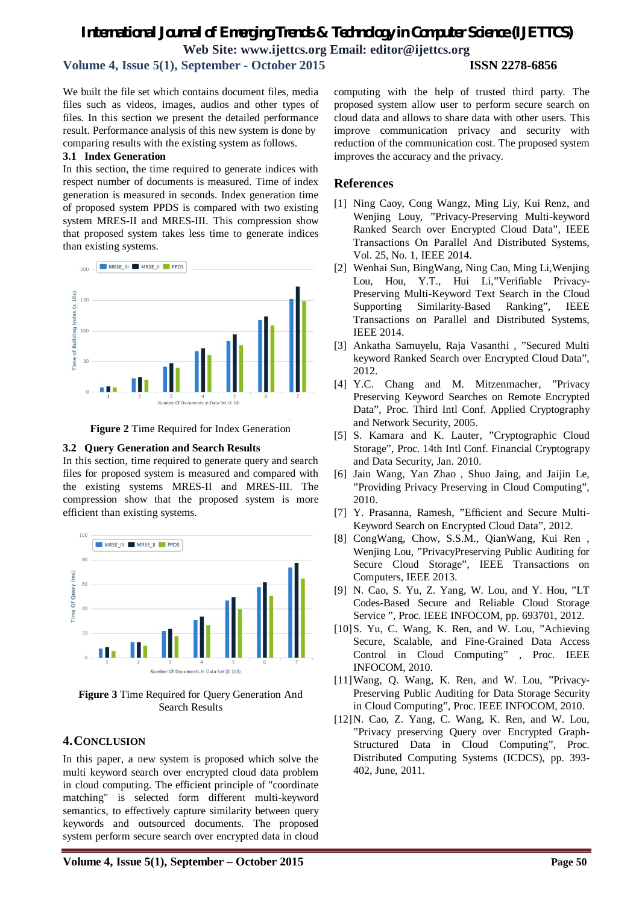We built the file set which contains document files, media files such as videos, images, audios and other types of files. In this section we present the detailed performance result. Performance analysis of this new system is done by comparing results with the existing system as follows.

### 3.1 Index Generation

In this section, the time required to generate indices with respect number of documents is measured. Time of index generation is measured in seconds. Index generation time of proposed system PPDS is compared with two existing system MRES-II and MRES-III. This compression show that proposed system takes less time to generate indices than existing systems.

MRSE_III MRSE_II PPDS

Time of Building Index (x 10s)

200
150
100
50
0

1 2 3 4 5 6 7

Number Of Documents In Data Set (X 10)

**Figure 2** Time Required for Index Generation

### 3.2 Query Generation and Search Results

In this section, time required to generate query and search files for proposed system is measured and compared with the existing systems MRES-II and MRES-III. The compression show that the proposed system is more efficient than existing systems.

MRSE_III MRSE_II PPDS

Time Of Query (ms)

100
80
60
40
20
0

1 2 3 4 5 6 7

Number Of Documents In Data Set (X 100)

**Figure 3** Time Required for Query Generation And Search Results

## 4. CONCLUSION

In this paper, a new system is proposed which solve the multi keyword search over encrypted cloud data problem in cloud computing. The efficient principle of "coordinate matching" is selected form different multi-keyword semantics, to effectively capture similarity between query keywords and outsourced documents. The proposed system perform secure search over encrypted data in cloud computing with the help of trusted third party. The proposed system allow user to perform secure search on cloud data and allows to share data with other users. This improve communication privacy and security with reduction of the communication cost. The proposed system improves the accuracy and the privacy.

## References

[1] Ning Caoy, Cong Wangz, Ming Liy, Kui Renz, and Wenjing Louy, "Privacy-Preserving Multi-keyword Ranked Search over Encrypted Cloud Data", IEEE Transactions On Parallel And Distributed Systems, Vol. 25, No. 1, IEEE 2014.

[2] Wenhai Sun, BingWang, Ning Cao, Ming Li,Wenjing Lou, Hou, Y.T., Hui Li,"Verifiable Privacy-Preserving Multi-Keyword Text Search in the Cloud Supporting Similarity-Based Ranking", IEEE Transactions on Parallel and Distributed Systems, IEEE 2014.

[3] Ankatha Samuyelu, Raja Vasanthi , "Secured Multi keyword Ranked Search over Encrypted Cloud Data", 2012.

[4] Y.C. Chang and M. Mitzenmacher, "Privacy Preserving Keyword Searches on Remote Encrypted Data", Proc. Third Intl Conf. Applied Cryptography and Network Security, 2005.

[5] S. Kamara and K. Lauter, "Cryptographic Cloud Storage", Proc. 14th Intl Conf. Financial Cryptograpy and Data Security, Jan. 2010.

[6] Jain Wang, Yan Zhao , Shuo Jaing, and Jaijin Le, "Providing Privacy Preserving in Cloud Computing", 2010.

[7] Y. Prasanna, Ramesh, "Efficient and Secure Multi-Keyword Search on Encrypted Cloud Data", 2012.

[8] CongWang, Chow, S.S.M., QianWang, Kui Ren , Wenjing Lou, "PrivacyPreserving Public Auditing for Secure Cloud Storage", IEEE Transactions on Computers, IEEE 2013.

[9] N. Cao, S. Yu, Z. Yang, W. Lou, and Y. Hou, "LT Codes-Based Secure and Reliable Cloud Storage Service ", Proc. IEEE INFOCOM, pp. 693701, 2012.

[10] S. Yu, C. Wang, K. Ren, and W. Lou, "Achieving Secure, Scalable, and Fine-Grained Data Access Control in Cloud Computing" , Proc. IEEE INFOCOM, 2010.

[11] Wang, Q. Wang, K. Ren, and W. Lou, "Privacy-Preserving Public Auditing for Data Storage Security in Cloud Computing", Proc. IEEE INFOCOM, 2010.

[12] N. Cao, Z. Yang, C. Wang, K. Ren, and W. Lou, "Privacy preserving Query over Encrypted Graph-Structured Data in Cloud Computing", Proc. Distributed Computing Systems (ICDCS), pp. 393-402, June, 2011.